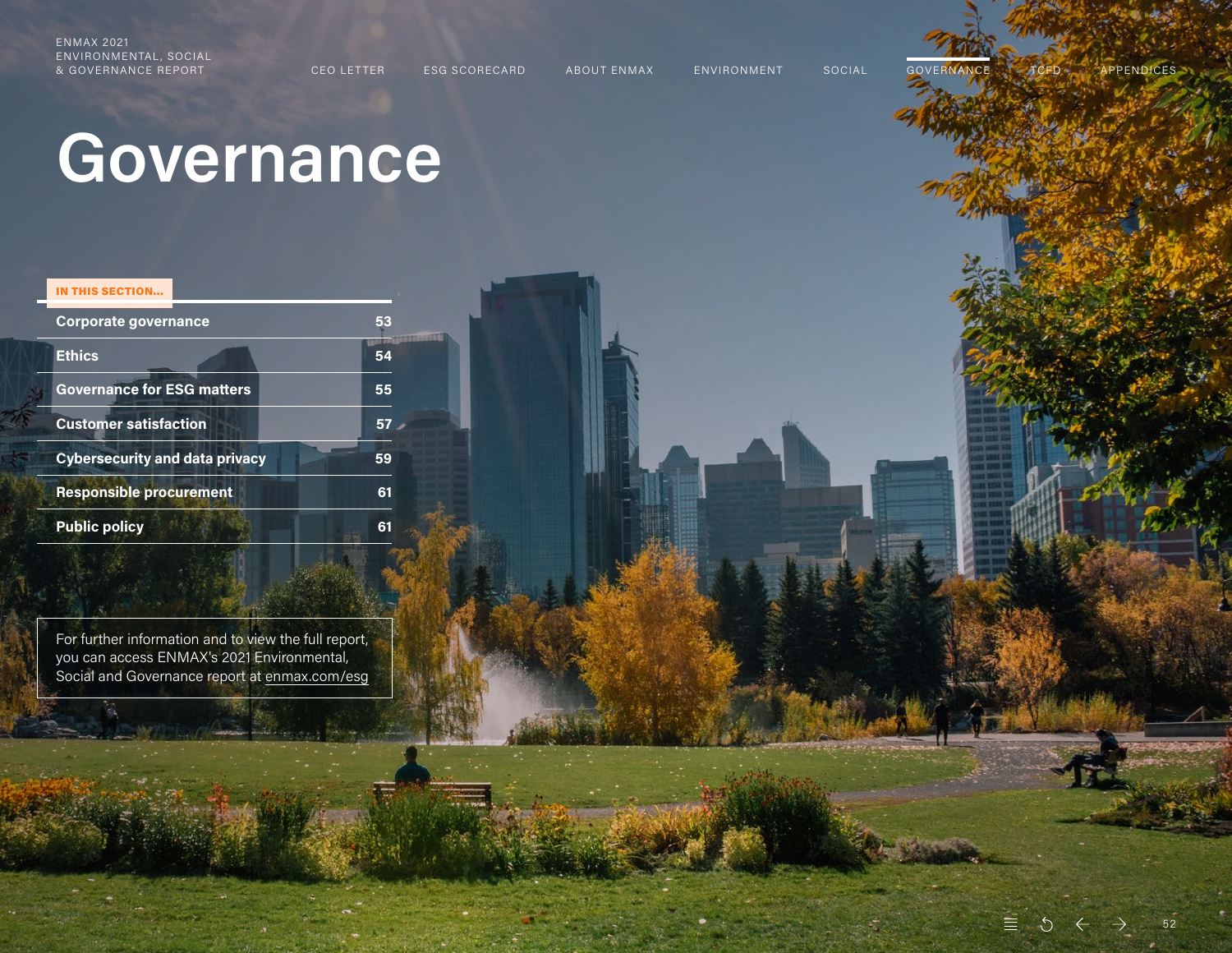# Governance

**IN THIS SECTION...**

| | |
|---|---|
| Corporate governance | 53 |
| Ethics | 54 |
| Governance for ESG matters | 55 |
| Customer satisfaction | 57 |
| Cybersecurity and data privacy | 59 |
| Responsible procurement | 61 |
| Public policy | 61 |

For further information and to view the full report, you can access ENMAX's 2021 Environmental, Social and Governance report at enmax.com/esg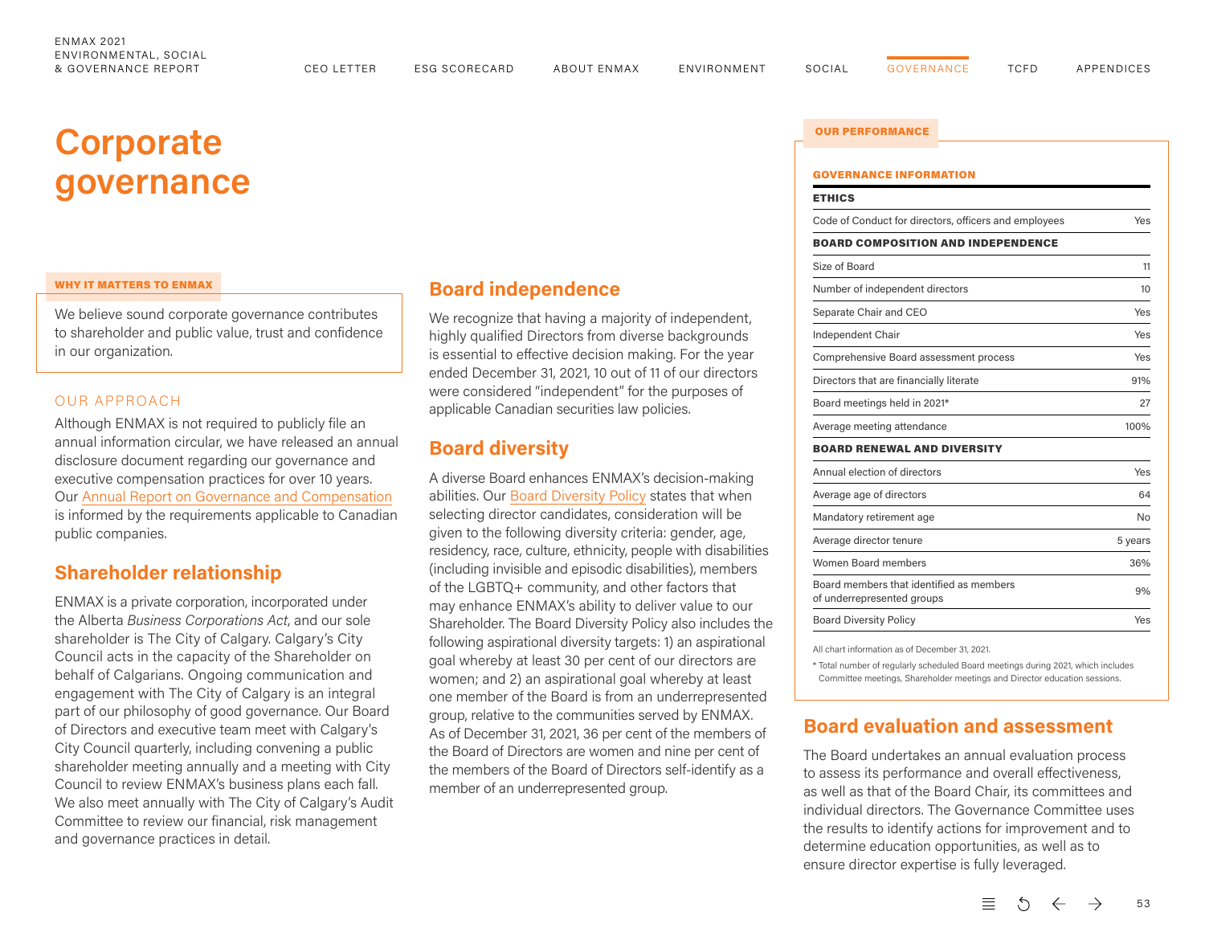# Corporate governance

**WHY IT MATTERS TO ENMAX**

We believe sound corporate governance contributes to shareholder and public value, trust and confidence in our organization.

### OUR APPROACH

Although ENMAX is not required to publicly file an annual information circular, we have released an annual disclosure document regarding our governance and executive compensation practices for over 10 years. Our Annual Report on Governance and Compensation is informed by the requirements applicable to Canadian public companies.

## Shareholder relationship

ENMAX is a private corporation, incorporated under the Alberta *Business Corporations Act*, and our sole shareholder is The City of Calgary. Calgary's City Council acts in the capacity of the Shareholder on behalf of Calgarians. Ongoing communication and engagement with The City of Calgary is an integral part of our philosophy of good governance. Our Board of Directors and executive team meet with Calgary's City Council quarterly, including convening a public shareholder meeting annually and a meeting with City Council to review ENMAX's business plans each fall. We also meet annually with The City of Calgary's Audit Committee to review our financial, risk management and governance practices in detail.

## Board independence

We recognize that having a majority of independent, highly qualified Directors from diverse backgrounds is essential to effective decision making. For the year ended December 31, 2021, 10 out of 11 of our directors were considered "independent" for the purposes of applicable Canadian securities law policies.

## Board diversity

A diverse Board enhances ENMAX's decision-making abilities. Our Board Diversity Policy states that when selecting director candidates, consideration will be given to the following diversity criteria: gender, age, residency, race, culture, ethnicity, people with disabilities (including invisible and episodic disabilities), members of the LGBTQ+ community, and other factors that may enhance ENMAX's ability to deliver value to our Shareholder. The Board Diversity Policy also includes the following aspirational diversity targets: 1) an aspirational goal whereby at least 30 per cent of our directors are women; and 2) an aspirational goal whereby at least one member of the Board is from an underrepresented group, relative to the communities served by ENMAX. As of December 31, 2021, 36 per cent of the members of the Board of Directors are women and nine per cent of the members of the Board of Directors self-identify as a member of an underrepresented group.

**OUR PERFORMANCE**

**GOVERNANCE INFORMATION**

| **ETHICS** | |
|---|---|
| Code of Conduct for directors, officers and employees | Yes |
| **BOARD COMPOSITION AND INDEPENDENCE** | |
| Size of Board | 11 |
| Number of independent directors | 10 |
| Separate Chair and CEO | Yes |
| Independent Chair | Yes |
| Comprehensive Board assessment process | Yes |
| Directors that are financially literate | 91% |
| Board meetings held in 2021* | 27 |
| Average meeting attendance | 100% |
| **BOARD RENEWAL AND DIVERSITY** | |
| Annual election of directors | Yes |
| Average age of directors | 64 |
| Mandatory retirement age | No |
| Average director tenure | 5 years |
| Women Board members | 36% |
| Board members that identified as members of underrepresented groups | 9% |
| Board Diversity Policy | Yes |

All chart information as of December 31, 2021.

* Total number of regularly scheduled Board meetings during 2021, which includes Committee meetings, Shareholder meetings and Director education sessions.

## Board evaluation and assessment

The Board undertakes an annual evaluation process to assess its performance and overall effectiveness, as well as that of the Board Chair, its committees and individual directors. The Governance Committee uses the results to identify actions for improvement and to determine education opportunities, as well as to ensure director expertise is fully leveraged.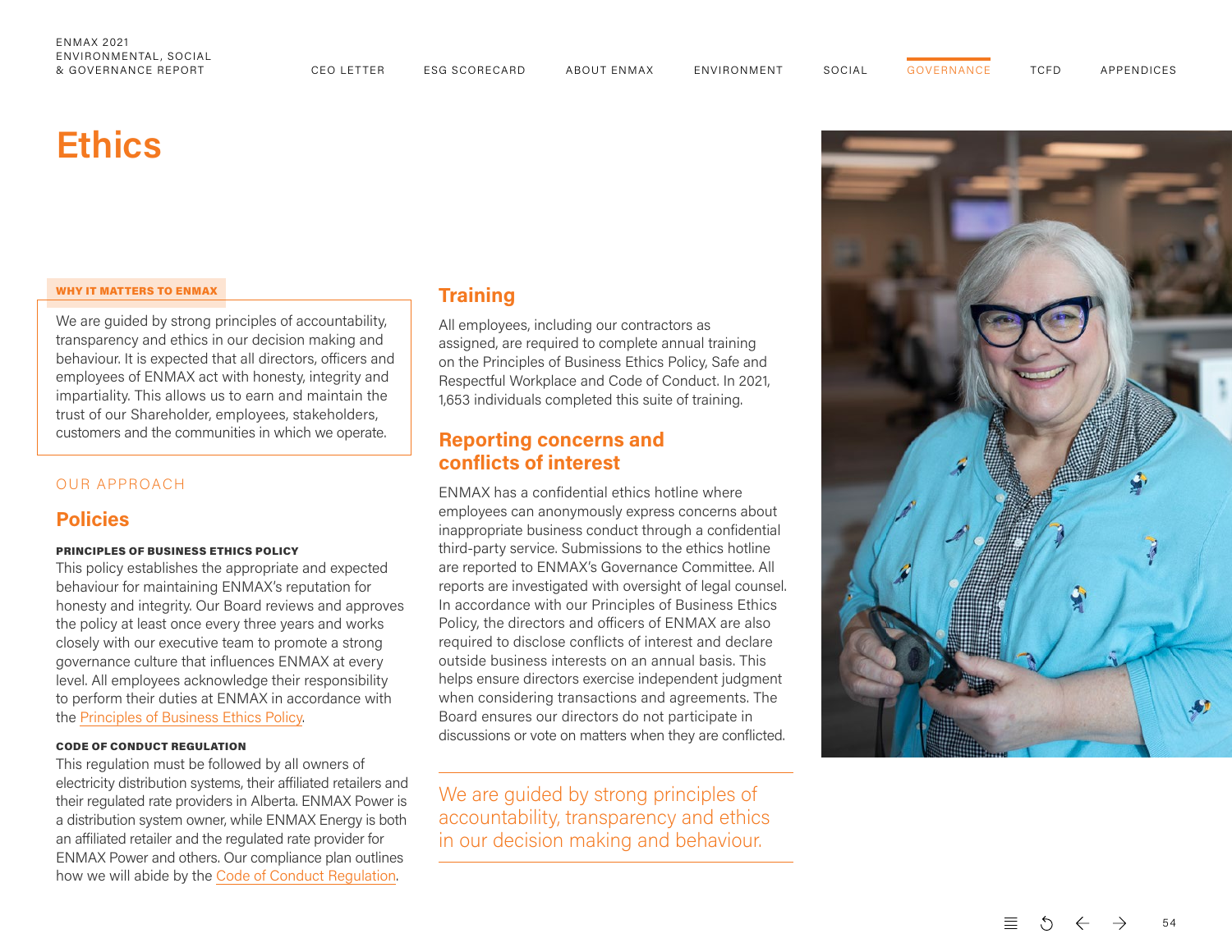# Ethics

**WHY IT MATTERS TO ENMAX**

We are guided by strong principles of accountability, transparency and ethics in our decision making and behaviour. It is expected that all directors, officers and employees of ENMAX act with honesty, integrity and impartiality. This allows us to earn and maintain the trust of our Shareholder, employees, stakeholders, customers and the communities in which we operate.

OUR APPROACH

## Policies

**PRINCIPLES OF BUSINESS ETHICS POLICY**

This policy establishes the appropriate and expected behaviour for maintaining ENMAX's reputation for honesty and integrity. Our Board reviews and approves the policy at least once every three years and works closely with our executive team to promote a strong governance culture that influences ENMAX at every level. All employees acknowledge their responsibility to perform their duties at ENMAX in accordance with the Principles of Business Ethics Policy.

**CODE OF CONDUCT REGULATION**

This regulation must be followed by all owners of electricity distribution systems, their affiliated retailers and their regulated rate providers in Alberta. ENMAX Power is a distribution system owner, while ENMAX Energy is both an affiliated retailer and the regulated rate provider for ENMAX Power and others. Our compliance plan outlines how we will abide by the Code of Conduct Regulation.

## Training

All employees, including our contractors as assigned, are required to complete annual training on the Principles of Business Ethics Policy, Safe and Respectful Workplace and Code of Conduct. In 2021, 1,653 individuals completed this suite of training.

## Reporting concerns and conflicts of interest

ENMAX has a confidential ethics hotline where employees can anonymously express concerns about inappropriate business conduct through a confidential third-party service. Submissions to the ethics hotline are reported to ENMAX's Governance Committee. All reports are investigated with oversight of legal counsel. In accordance with our Principles of Business Ethics Policy, the directors and officers of ENMAX are also required to disclose conflicts of interest and declare outside business interests on an annual basis. This helps ensure directors exercise independent judgment when considering transactions and agreements. The Board ensures our directors do not participate in discussions or vote on matters when they are conflicted.

We are guided by strong principles of accountability, transparency and ethics in our decision making and behaviour.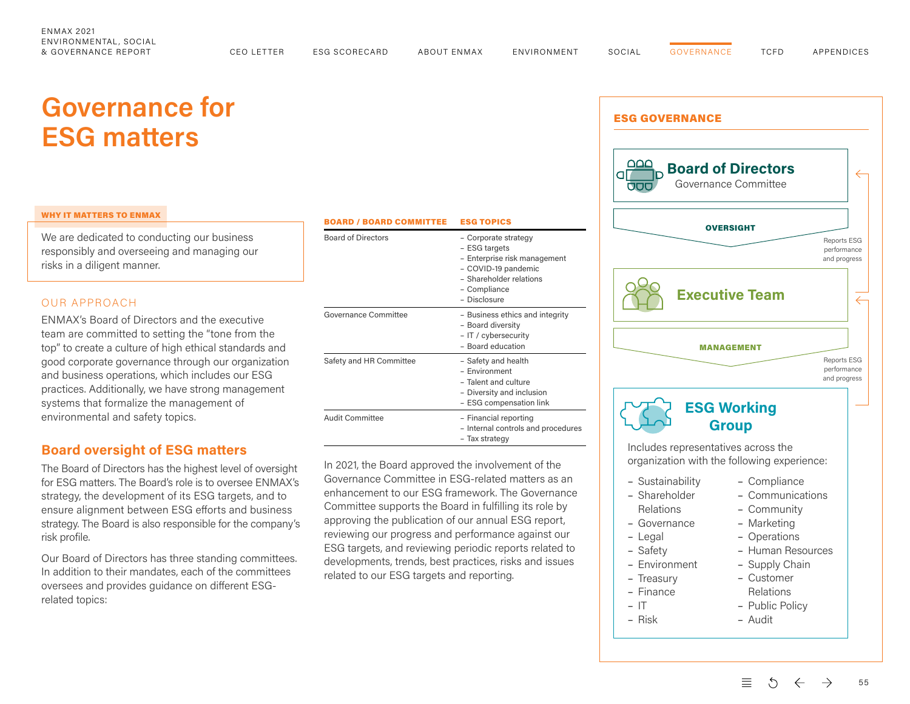# Governance for ESG matters

**WHY IT MATTERS TO ENMAX**

We are dedicated to conducting our business responsibly and overseeing and managing our risks in a diligent manner.

## OUR APPROACH

ENMAX's Board of Directors and the executive team are committed to setting the "tone from the top" to create a culture of high ethical standards and good corporate governance through our organization and business operations, which includes our ESG practices. Additionally, we have strong management systems that formalize the management of environmental and safety topics.

## Board oversight of ESG matters

The Board of Directors has the highest level of oversight for ESG matters. The Board's role is to oversee ENMAX's strategy, the development of its ESG targets, and to ensure alignment between ESG efforts and business strategy. The Board is also responsible for the company's risk profile.

Our Board of Directors has three standing committees. In addition to their mandates, each of the committees oversees and provides guidance on different ESG-related topics:

| BOARD / BOARD COMMITTEE | ESG TOPICS |
| --- | --- |
| Board of Directors | – Corporate strategy<br>– ESG targets<br>– Enterprise risk management<br>– COVID-19 pandemic<br>– Shareholder relations<br>– Compliance<br>– Disclosure |
| Governance Committee | – Business ethics and integrity<br>– Board diversity<br>– IT / cybersecurity<br>– Board education |
| Safety and HR Committee | – Safety and health<br>– Environment<br>– Talent and culture<br>– Diversity and inclusion<br>– ESG compensation link |
| Audit Committee | – Financial reporting<br>– Internal controls and procedures<br>– Tax strategy |

In 2021, the Board approved the involvement of the Governance Committee in ESG-related matters as an enhancement to our ESG framework. The Governance Committee supports the Board in fulfilling its role by approving the publication of our annual ESG report, reviewing our progress and performance against our ESG targets, and reviewing periodic reports related to developments, trends, best practices, risks and issues related to our ESG targets and reporting.

## ESG GOVERNANCE

**Board of Directors**
Governance Committee

**OVERSIGHT**

Reports ESG performance and progress

**Executive Team**

**MANAGEMENT**

Reports ESG performance and progress

**ESG Working Group**

Includes representatives across the organization with the following experience:

- Sustainability
- Shareholder Relations
- Governance
- Legal
- Safety
- Environment
- Treasury
- Finance
- IT
- Risk
- Compliance
- Communications
- Community
- Marketing
- Operations
- Human Resources
- Supply Chain
- Customer Relations
- Public Policy
- Audit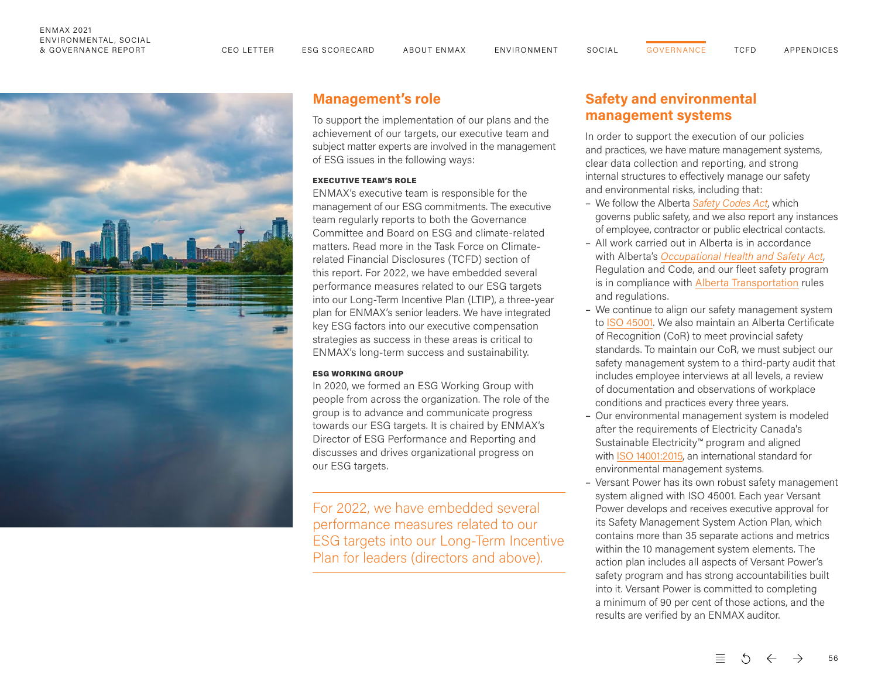## Management's role

To support the implementation of our plans and the achievement of our targets, our executive team and subject matter experts are involved in the management of ESG issues in the following ways:

**EXECUTIVE TEAM'S ROLE**

ENMAX's executive team is responsible for the management of our ESG commitments. The executive team regularly reports to both the Governance Committee and Board on ESG and climate-related matters. Read more in the Task Force on Climate-related Financial Disclosures (TCFD) section of this report. For 2022, we have embedded several performance measures related to our ESG targets into our Long-Term Incentive Plan (LTIP), a three-year plan for ENMAX's senior leaders. We have integrated key ESG factors into our executive compensation strategies as success in these areas is critical to ENMAX's long-term success and sustainability.

**ESG WORKING GROUP**

In 2020, we formed an ESG Working Group with people from across the organization. The role of the group is to advance and communicate progress towards our ESG targets. It is chaired by ENMAX's Director of ESG Performance and Reporting and discusses and drives organizational progress on our ESG targets.

> For 2022, we have embedded several performance measures related to our ESG targets into our Long-Term Incentive Plan for leaders (directors and above).

## Safety and environmental management systems

In order to support the execution of our policies and practices, we have mature management systems, clear data collection and reporting, and strong internal structures to effectively manage our safety and environmental risks, including that:

- We follow the Alberta *Safety Codes Act*, which governs public safety, and we also report any instances of employee, contractor or public electrical contacts.
- All work carried out in Alberta is in accordance with Alberta's *Occupational Health and Safety Act*, Regulation and Code, and our fleet safety program is in compliance with Alberta Transportation rules and regulations.
- We continue to align our safety management system to ISO 45001. We also maintain an Alberta Certificate of Recognition (CoR) to meet provincial safety standards. To maintain our CoR, we must subject our safety management system to a third-party audit that includes employee interviews at all levels, a review of documentation and observations of workplace conditions and practices every three years.
- Our environmental management system is modeled after the requirements of Electricity Canada's Sustainable Electricity™ program and aligned with ISO 14001:2015, an international standard for environmental management systems.
- Versant Power has its own robust safety management system aligned with ISO 45001. Each year Versant Power develops and receives executive approval for its Safety Management System Action Plan, which contains more than 35 separate actions and metrics within the 10 management system elements. The action plan includes all aspects of Versant Power's safety program and has strong accountabilities built into it. Versant Power is committed to completing a minimum of 90 per cent of those actions, and the results are verified by an ENMAX auditor.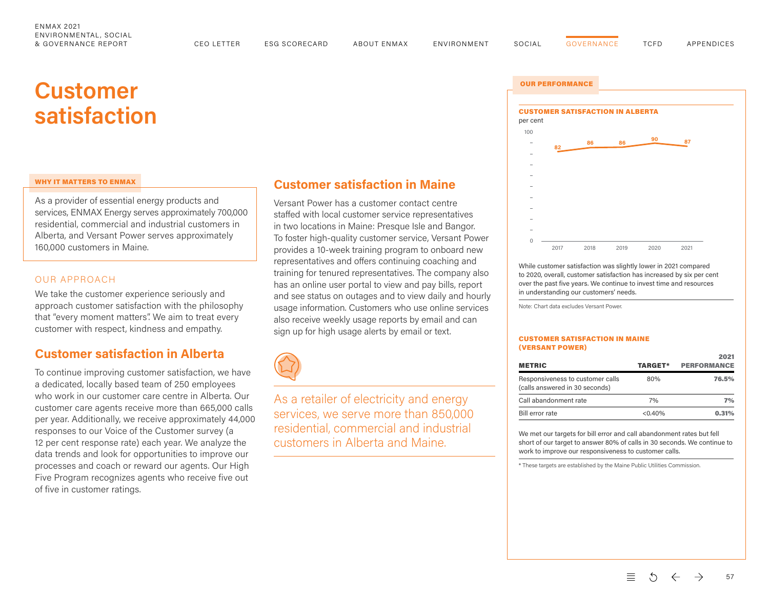# Customer satisfaction

**WHY IT MATTERS TO ENMAX**

As a provider of essential energy products and services, ENMAX Energy serves approximately 700,000 residential, commercial and industrial customers in Alberta, and Versant Power serves approximately 160,000 customers in Maine.

OUR APPROACH

We take the customer experience seriously and approach customer satisfaction with the philosophy that "every moment matters". We aim to treat every customer with respect, kindness and empathy.

## Customer satisfaction in Alberta

To continue improving customer satisfaction, we have a dedicated, locally based team of 250 employees who work in our customer care centre in Alberta. Our customer care agents receive more than 665,000 calls per year. Additionally, we receive approximately 44,000 responses to our Voice of the Customer survey (a 12 per cent response rate) each year. We analyze the data trends and look for opportunities to improve our processes and coach or reward our agents. Our High Five Program recognizes agents who receive five out of five in customer ratings.

## Customer satisfaction in Maine

Versant Power has a customer contact centre staffed with local customer service representatives in two locations in Maine: Presque Isle and Bangor. To foster high-quality customer service, Versant Power provides a 10-week training program to onboard new representatives and offers continuing coaching and training for tenured representatives. The company also has an online user portal to view and pay bills, report and see status on outages and to view daily and hourly usage information. Customers who use online services also receive weekly usage reports by email and can sign up for high usage alerts by email or text.

As a retailer of electricity and energy services, we serve more than 850,000 residential, commercial and industrial customers in Alberta and Maine.

**OUR PERFORMANCE**

**CUSTOMER SATISFACTION IN ALBERTA**

per cent

| Year | Customer satisfaction |
|---|---|
| 2017 | 82 |
| 2018 | 86 |
| 2019 | 86 |
| 2020 | 90 |
| 2021 | 87 |

While customer satisfaction was slightly lower in 2021 compared to 2020, overall, customer satisfaction has increased by six per cent over the past five years. We continue to invest time and resources in understanding our customers' needs.

Note: Chart data excludes Versant Power.

**CUSTOMER SATISFACTION IN MAINE (VERSANT POWER)**

| METRIC | TARGET* | 2021 PERFORMANCE |
|---|---|---|
| Responsiveness to customer calls (calls answered in 30 seconds) | 80% | **76.5%** |
| Call abandonment rate | 7% | **7%** |
| Bill error rate | <0.40% | **0.31%** |

We met our targets for bill error and call abandonment rates but fell short of our target to answer 80% of calls in 30 seconds. We continue to work to improve our responsiveness to customer calls.

* These targets are established by the Maine Public Utilities Commission.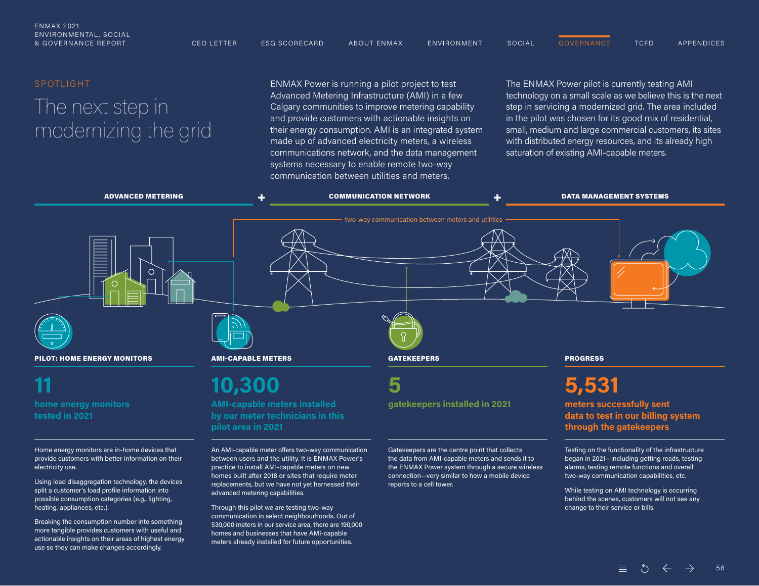SPOTLIGHT

# The next step in modernizing the grid

ENMAX Power is running a pilot project to test Advanced Metering Infrastructure (AMI) in a few Calgary communities to improve metering capability and provide customers with actionable insights on their energy consumption. AMI is an integrated system made up of advanced electricity meters, a wireless communications network, and the data management systems necessary to enable remote two-way communication between utilities and meters.

The ENMAX Power pilot is currently testing AMI technology on a small scale as we believe this is the next step in servicing a modernized grid. The area included in the pilot was chosen for its good mix of residential, small, medium and large commercial customers, its sites with distributed energy resources, and its already high saturation of existing AMI-capable meters.

**ADVANCED METERING** + **COMMUNICATION NETWORK** + **DATA MANAGEMENT SYSTEMS**

two-way communication between meters and utilities

### PILOT: HOME ENERGY MONITORS

**11**

**home energy monitors tested in 2021**

Home energy monitors are in-home devices that provide customers with better information on their electricity use.

Using load disaggregation technology, the devices split a customer's load profile information into possible consumption categories (e.g., lighting, heating, appliances, etc.).

Breaking the consumption number into something more tangible provides customers with useful and actionable insights on their areas of highest energy use so they can make changes accordingly.

### AMI-CAPABLE METERS

**10,300**

**AMI-capable meters installed by our meter technicians in this pilot area in 2021**

An AMI-capable meter offers two-way communication between users and the utility. It is ENMAX Power's practice to install AMI-capable meters on new homes built after 2018 or sites that require meter replacements, but we have not yet harnessed their advanced metering capabilities.

Through this pilot we are testing two-way communication in select neighbourhoods. Out of 530,000 meters in our service area, there are 190,000 homes and businesses that have AMI-capable meters already installed for future opportunities.

### GATEKEEPERS

**5**

**gatekeepers installed in 2021**

Gatekeepers are the centre point that collects the data from AMI-capable meters and sends it to the ENMAX Power system through a secure wireless connection—very similar to how a mobile device reports to a cell tower.

### PROGRESS

**5,531**

**meters successfully sent data to test in our billing system through the gatekeepers**

Testing on the functionality of the infrastructure began in 2021—including getting reads, testing alarms, testing remote functions and overall two-way communication capabilities, etc.

While testing on AMI technology is occurring behind the scenes, customers will not see any change to their service or bills.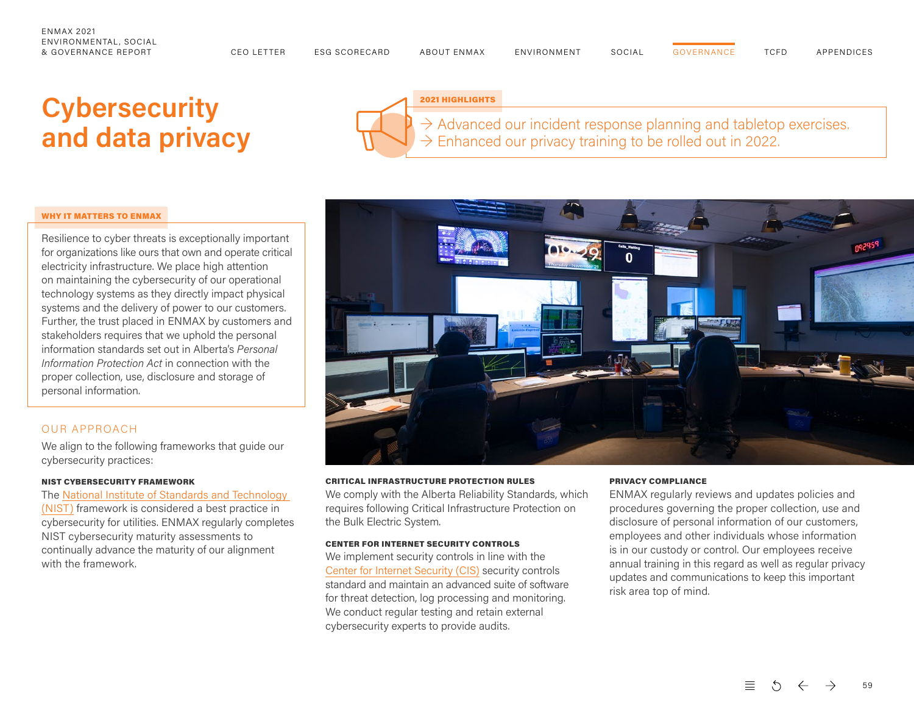# Cybersecurity and data privacy

**2021 HIGHLIGHTS**

→ Advanced our incident response planning and tabletop exercises.
→ Enhanced our privacy training to be rolled out in 2022.

**WHY IT MATTERS TO ENMAX**

Resilience to cyber threats is exceptionally important for organizations like ours that own and operate critical electricity infrastructure. We place high attention on maintaining the cybersecurity of our operational technology systems as they directly impact physical systems and the delivery of power to our customers. Further, the trust placed in ENMAX by customers and stakeholders requires that we uphold the personal information standards set out in Alberta's *Personal Information Protection Act* in connection with the proper collection, use, disclosure and storage of personal information.

## OUR APPROACH

We align to the following frameworks that guide our cybersecurity practices:

**NIST CYBERSECURITY FRAMEWORK**

The National Institute of Standards and Technology (NIST) framework is considered a best practice in cybersecurity for utilities. ENMAX regularly completes NIST cybersecurity maturity assessments to continually advance the maturity of our alignment with the framework.

**CRITICAL INFRASTRUCTURE PROTECTION RULES**

We comply with the Alberta Reliability Standards, which requires following Critical Infrastructure Protection on the Bulk Electric System.

**CENTER FOR INTERNET SECURITY CONTROLS**

We implement security controls in line with the Center for Internet Security (CIS) security controls standard and maintain an advanced suite of software for threat detection, log processing and monitoring. We conduct regular testing and retain external cybersecurity experts to provide audits.

**PRIVACY COMPLIANCE**

ENMAX regularly reviews and updates policies and procedures governing the proper collection, use and disclosure of personal information of our customers, employees and other individuals whose information is in our custody or control. Our employees receive annual training in this regard as well as regular privacy updates and communications to keep this important risk area top of mind.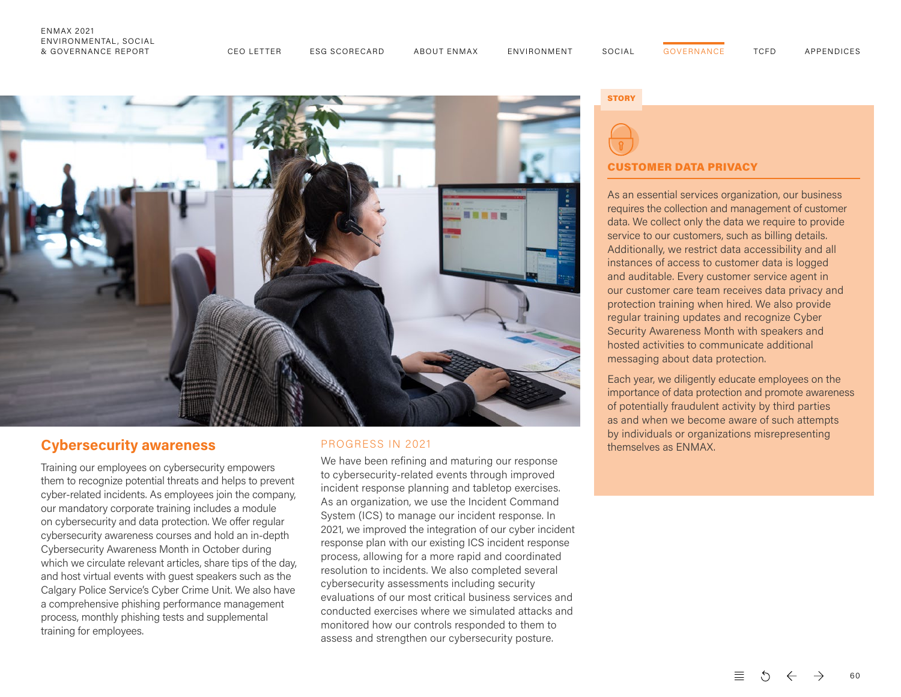## Cybersecurity awareness

Training our employees on cybersecurity empowers them to recognize potential threats and helps to prevent cyber-related incidents. As employees join the company, our mandatory corporate training includes a module on cybersecurity and data protection. We offer regular cybersecurity awareness courses and hold an in-depth Cybersecurity Awareness Month in October during which we circulate relevant articles, share tips of the day, and host virtual events with guest speakers such as the Calgary Police Service's Cyber Crime Unit. We also have a comprehensive phishing performance management process, monthly phishing tests and supplemental training for employees.

### PROGRESS IN 2021

We have been refining and maturing our response to cybersecurity-related events through improved incident response planning and tabletop exercises. As an organization, we use the Incident Command System (ICS) to manage our incident response. In 2021, we improved the integration of our cyber incident response plan with our existing ICS incident response process, allowing for a more rapid and coordinated resolution to incidents. We also completed several cybersecurity assessments including security evaluations of our most critical business services and conducted exercises where we simulated attacks and monitored how our controls responded to them to assess and strengthen our cybersecurity posture.

STORY

### CUSTOMER DATA PRIVACY

As an essential services organization, our business requires the collection and management of customer data. We collect only the data we require to provide service to our customers, such as billing details. Additionally, we restrict data accessibility and all instances of access to customer data is logged and auditable. Every customer service agent in our customer care team receives data privacy and protection training when hired. We also provide regular training updates and recognize Cyber Security Awareness Month with speakers and hosted activities to communicate additional messaging about data protection.

Each year, we diligently educate employees on the importance of data protection and promote awareness of potentially fraudulent activity by third parties as and when we become aware of such attempts by individuals or organizations misrepresenting themselves as ENMAX.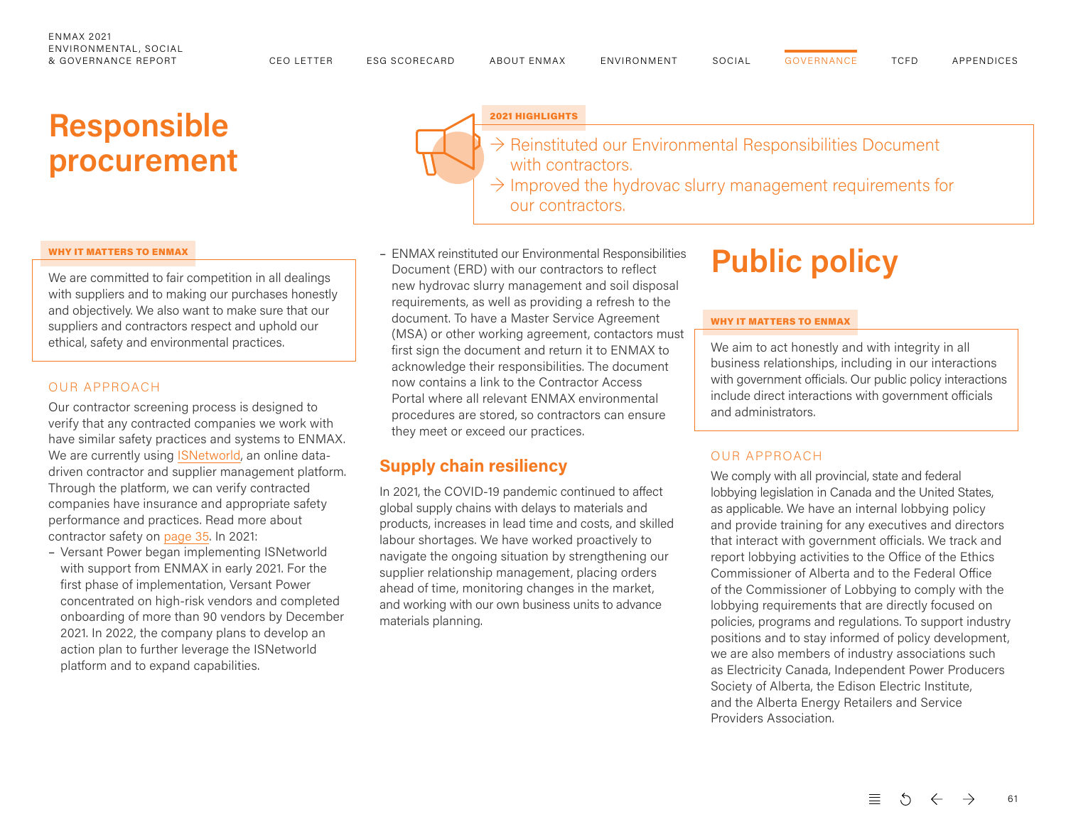# Responsible procurement

**2021 HIGHLIGHTS**

- → Reinstituted our Environmental Responsibilities Document with contractors.
- → Improved the hydrovac slurry management requirements for our contractors.

**WHY IT MATTERS TO ENMAX**

We are committed to fair competition in all dealings with suppliers and to making our purchases honestly and objectively. We also want to make sure that our suppliers and contractors respect and uphold our ethical, safety and environmental practices.

### OUR APPROACH

Our contractor screening process is designed to verify that any contracted companies we work with have similar safety practices and systems to ENMAX. We are currently using ISNetworld, an online data-driven contractor and supplier management platform. Through the platform, we can verify contracted companies have insurance and appropriate safety performance and practices. Read more about contractor safety on page 35. In 2021:

- Versant Power began implementing ISNetworld with support from ENMAX in early 2021. For the first phase of implementation, Versant Power concentrated on high-risk vendors and completed onboarding of more than 90 vendors by December 2021. In 2022, the company plans to develop an action plan to further leverage the ISNetworld platform and to expand capabilities.
- ENMAX reinstituted our Environmental Responsibilities Document (ERD) with our contractors to reflect new hydrovac slurry management and soil disposal requirements, as well as providing a refresh to the document. To have a Master Service Agreement (MSA) or other working agreement, contactors must first sign the document and return it to ENMAX to acknowledge their responsibilities. The document now contains a link to the Contractor Access Portal where all relevant ENMAX environmental procedures are stored, so contractors can ensure they meet or exceed our practices.

## Supply chain resiliency

In 2021, the COVID-19 pandemic continued to affect global supply chains with delays to materials and products, increases in lead time and costs, and skilled labour shortages. We have worked proactively to navigate the ongoing situation by strengthening our supplier relationship management, placing orders ahead of time, monitoring changes in the market, and working with our own business units to advance materials planning.

# Public policy

**WHY IT MATTERS TO ENMAX**

We aim to act honestly and with integrity in all business relationships, including in our interactions with government officials. Our public policy interactions include direct interactions with government officials and administrators.

### OUR APPROACH

We comply with all provincial, state and federal lobbying legislation in Canada and the United States, as applicable. We have an internal lobbying policy and provide training for any executives and directors that interact with government officials. We track and report lobbying activities to the Office of the Ethics Commissioner of Alberta and to the Federal Office of the Commissioner of Lobbying to comply with the lobbying requirements that are directly focused on policies, programs and regulations. To support industry positions and to stay informed of policy development, we are also members of industry associations such as Electricity Canada, Independent Power Producers Society of Alberta, the Edison Electric Institute, and the Alberta Energy Retailers and Service Providers Association.